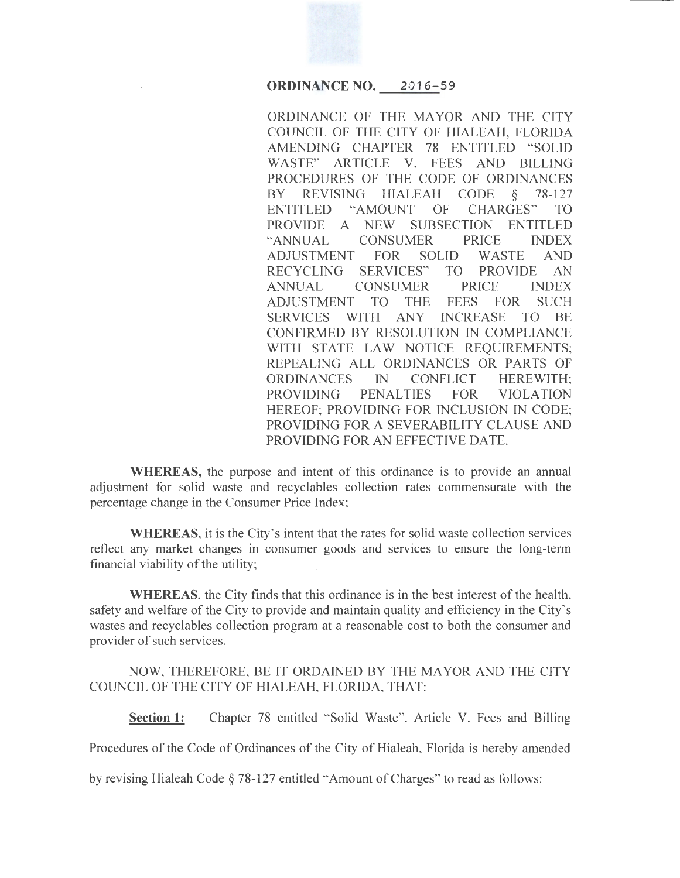# ORDINANCE NO. 2016-59

ORDINANCE OF THE MAYOR AND THE CITY COUNCIL OF THE CITY OF HIALEAH, FLORIDA AMENDING CHAPTER 78 ENTITLED "SOLID WASTE" ARTICLE V. FEES AND BILLING PROCEDURES OF THE CODE OF ORDINANCES BY REVISING HIALEAH CODE § 78-127 ENTITLED "AMOUNT OF CHARGES" TO PROVIDE A NEW SUBSECTION ENTITLED "ANNUAL CONSUMER PRICE INDEX ADJUSTMENT FOR SOLID WASTE AND RECYCLING SERVICES" TO PROVIDE AN ANNUAL CONSUMER PRICE INDEX ADJUSTMENT TO THE FEES FOR SUCH SERVICES WITH ANY INCREASE TO BE CONFIRMED BY RESOLUTION IN COMPLIANCE WITH STATE LAW NOTICE REQUIREMENTS; REPEALING ALL ORDINANCES OR PARTS OF ORDINANCES IN CONFLICT HEREWITH; PROVIDING PENALTIES FOR VIOLATION HEREOF; PROVIDING FOR INCLUSION IN CODE; PROVIDING FOR A SEVERABILITY CLAUSE AND PROVIDING FOR AN EFFECTIVE DATE.

**WHEREAS,** the purpose and intent of this ordinance is to provide an annual adjustment for solid waste and recyclables collection rates commensurate with the percentage change in the Consumer Price Index;

**WHEREAS**, it is the City's intent that the rates for solid waste collection services reflect any market changes in consumer goods and services to ensure the long-term financial viability of the utility;

**WHEREAS**, the City finds that this ordinance is in the best interest of the health, safety and welfare of the City to provide and maintain quality and efficiency in the City's wastes and recyclables collection program at a reasonable cost to both the consumer and provider of such services.

NOW, THEREFORE, BE IT ORDAINED BY THE MAYOR AND THE CITY COUNCIL OF THE CITY OF HIALEAH, FLORIDA, THAT:

**Section 1:** Chapter 78 entitled "Solid Waste", Article V. Fees and Billing Procedures of the Code of Ordinances of the City of Hialeah, Florida is hereby amended by revising Hialeah Code § 78-127 entitled "Amount of Charges" to read as follows: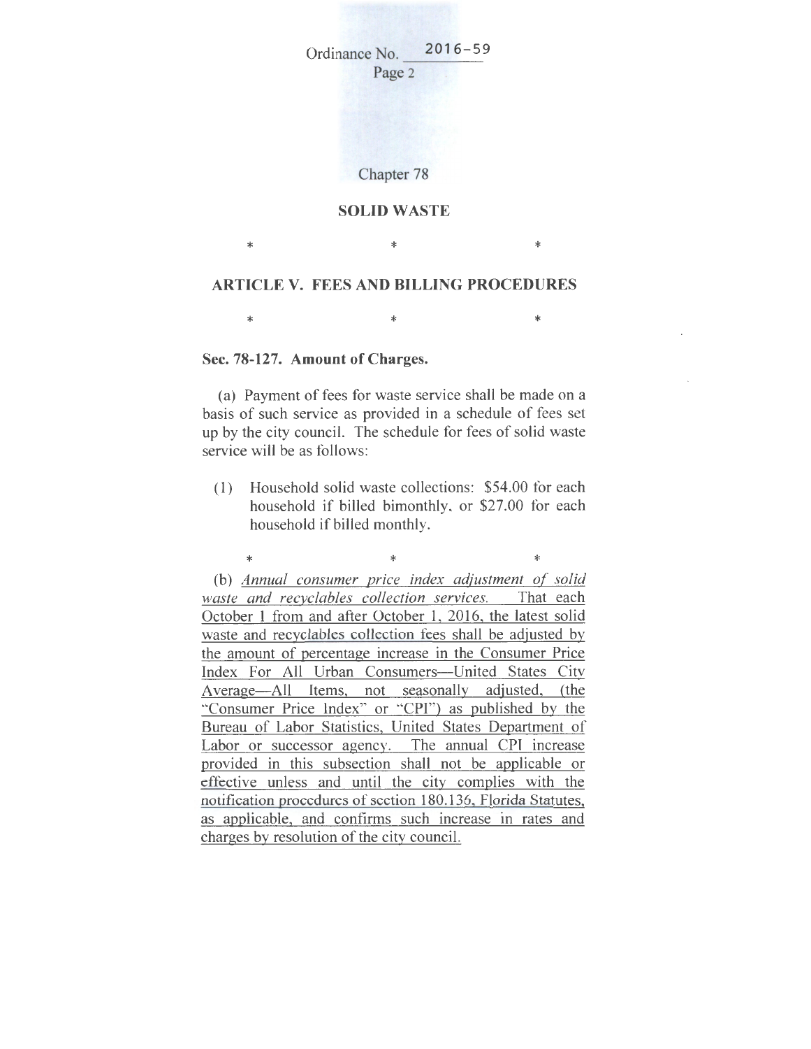Ordinance No. 2016-59
Page 2

Chapter 78

**SOLID WASTE**

\* \* \*

**ARTICLE V. FEES AND BILLING PROCEDURES**

\* \* \*

**Sec. 78-127. Amount of Charges.**

(a) Payment of fees for waste service shall be made on a basis of such service as provided in a schedule of fees set up by the city council. The schedule for fees of solid waste service will be as follows:

(1) Household solid waste collections: $54.00 for each household if billed bimonthly, or $27.00 for each household if billed monthly.

\* \* \*

(b) <u>*Annual consumer price index adjustment of solid waste and recyclables collection services.* That each October 1 from and after October 1, 2016, the latest solid waste and recyclables collection fees shall be adjusted by the amount of percentage increase in the Consumer Price Index For All Urban Consumers—United States City Average—All Items, not seasonally adjusted, (the "Consumer Price Index" or "CPI") as published by the Bureau of Labor Statistics, United States Department of Labor or successor agency. The annual CPI increase provided in this subsection shall not be applicable or effective unless and until the city complies with the notification procedures of section 180.136, Florida Statutes, as applicable, and confirms such increase in rates and charges by resolution of the city council.</u>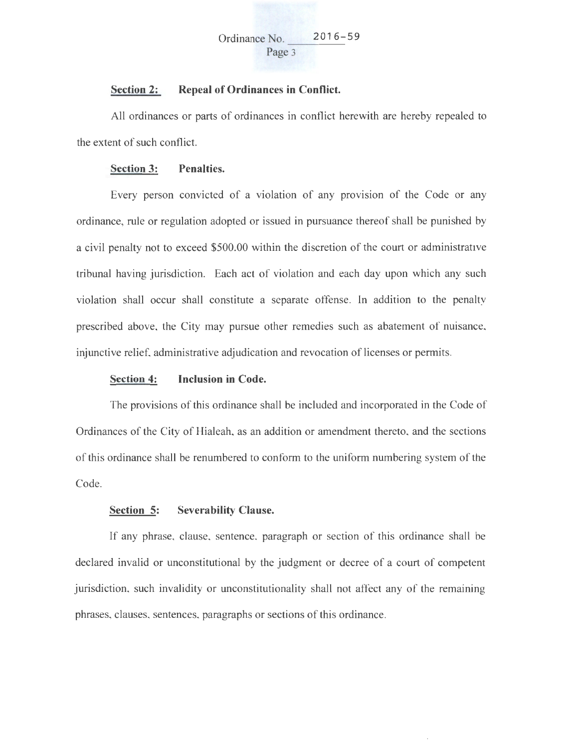**Section 2: Repeal of Ordinances in Conflict.**

All ordinances or parts of ordinances in conflict herewith are hereby repealed to the extent of such conflict.

**Section 3: Penalties.**

Every person convicted of a violation of any provision of the Code or any ordinance, rule or regulation adopted or issued in pursuance thereof shall be punished by a civil penalty not to exceed $500.00 within the discretion of the court or administrative tribunal having jurisdiction. Each act of violation and each day upon which any such violation shall occur shall constitute a separate offense. In addition to the penalty prescribed above, the City may pursue other remedies such as abatement of nuisance, injunctive relief, administrative adjudication and revocation of licenses or permits.

**Section 4: Inclusion in Code.**

The provisions of this ordinance shall be included and incorporated in the Code of Ordinances of the City of Hialeah, as an addition or amendment thereto, and the sections of this ordinance shall be renumbered to conform to the uniform numbering system of the Code.

**Section 5: Severability Clause.**

If any phrase, clause, sentence, paragraph or section of this ordinance shall be declared invalid or unconstitutional by the judgment or decree of a court of competent jurisdiction, such invalidity or unconstitutionality shall not affect any of the remaining phrases, clauses, sentences, paragraphs or sections of this ordinance.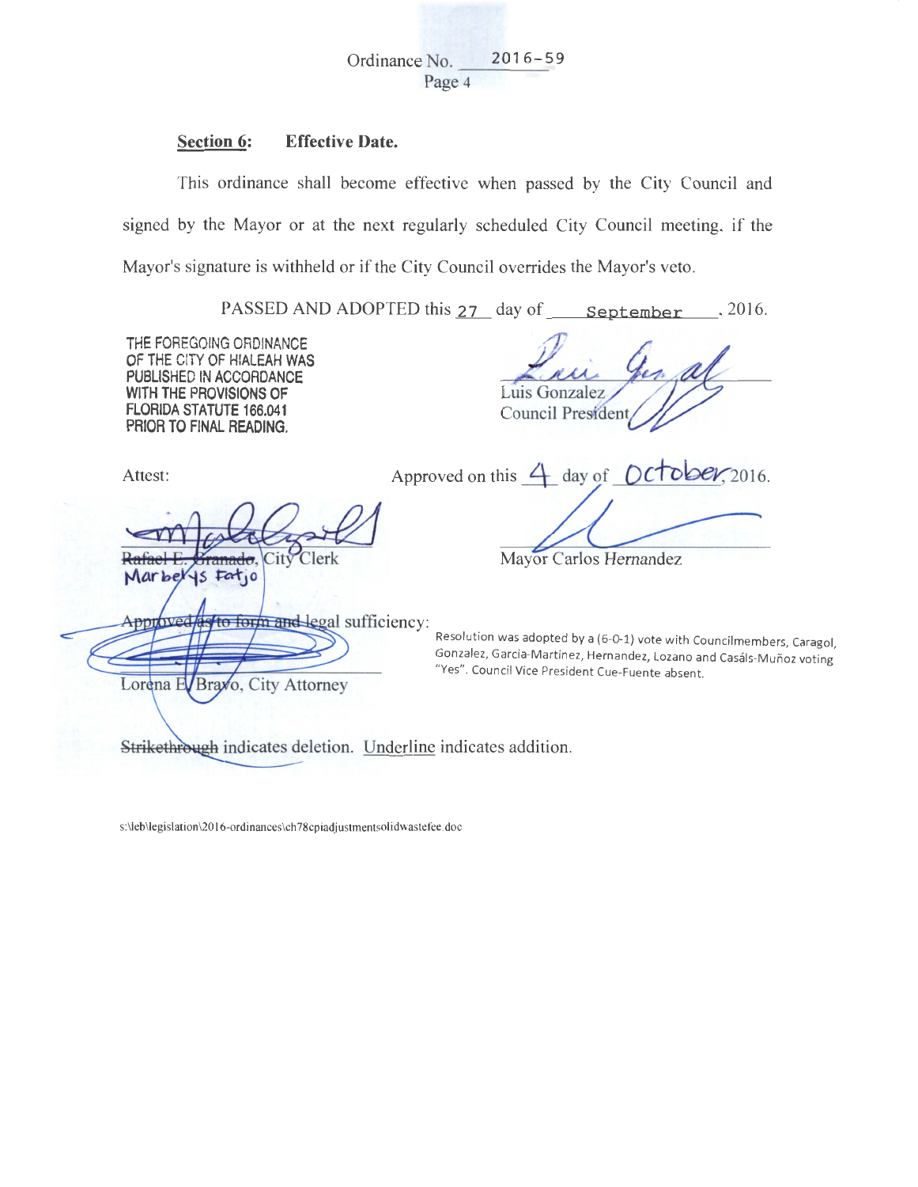Ordinance No. 2016-59

**Section 6: Effective Date.**

This ordinance shall become effective when passed by the City Council and signed by the Mayor or at the next regularly scheduled City Council meeting, if the Mayor's signature is withheld or if the City Council overrides the Mayor's veto.

PASSED AND ADOPTED this 27 day of September, 2016.

THE FOREGOING ORDINANCE OF THE CITY OF HIALEAH WAS PUBLISHED IN ACCORDANCE WITH THE PROVISIONS OF FLORIDA STATUTE 166.041 PRIOR TO FINAL READING.

Luis Gonzalez
Council President

Attest:

Approved on this 4 day of October, 2016.

~~Rafael E. Granado~~, City Clerk
Marbelys Fatjo

Mayor Carlos Hernandez

Approved as to form and legal sufficiency:

Lorena E. Bravo, City Attorney

Resolution was adopted by a (6-0-1) vote with Councilmembers, Caragol, Gonzalez, Garcia-Martinez, Hernandez, Lozano and Casáls-Muñoz voting "Yes". Council Vice President Cue-Fuente absent.

~~Strikethrough~~ indicates deletion. Underline indicates addition.

s:\leb\legislation\2016-ordinances\ch78cpiadjustmentsolidwastefee.doc